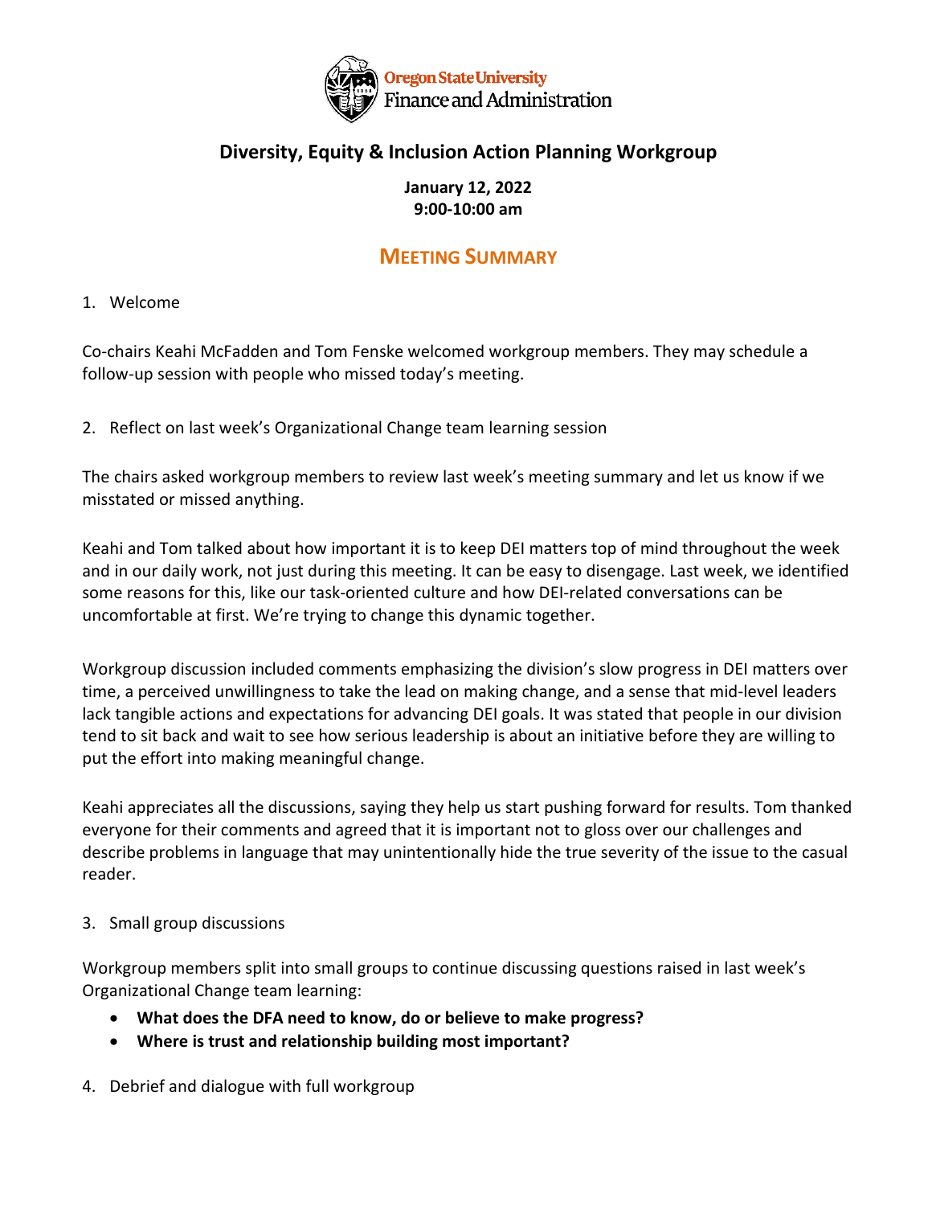Oregon State University
Finance and Administration

# Diversity, Equity & Inclusion Action Planning Workgroup

**January 12, 2022**
**9:00-10:00 am**

## MEETING SUMMARY

1. Welcome

Co-chairs Keahi McFadden and Tom Fenske welcomed workgroup members. They may schedule a follow-up session with people who missed today's meeting.

2. Reflect on last week's Organizational Change team learning session

The chairs asked workgroup members to review last week's meeting summary and let us know if we misstated or missed anything.

Keahi and Tom talked about how important it is to keep DEI matters top of mind throughout the week and in our daily work, not just during this meeting. It can be easy to disengage. Last week, we identified some reasons for this, like our task-oriented culture and how DEI-related conversations can be uncomfortable at first. We're trying to change this dynamic together.

Workgroup discussion included comments emphasizing the division's slow progress in DEI matters over time, a perceived unwillingness to take the lead on making change, and a sense that mid-level leaders lack tangible actions and expectations for advancing DEI goals. It was stated that people in our division tend to sit back and wait to see how serious leadership is about an initiative before they are willing to put the effort into making meaningful change.

Keahi appreciates all the discussions, saying they help us start pushing forward for results. Tom thanked everyone for their comments and agreed that it is important not to gloss over our challenges and describe problems in language that may unintentionally hide the true severity of the issue to the casual reader.

3. Small group discussions

Workgroup members split into small groups to continue discussing questions raised in last week's Organizational Change team learning:

- **What does the DFA need to know, do or believe to make progress?**
- **Where is trust and relationship building most important?**

4. Debrief and dialogue with full workgroup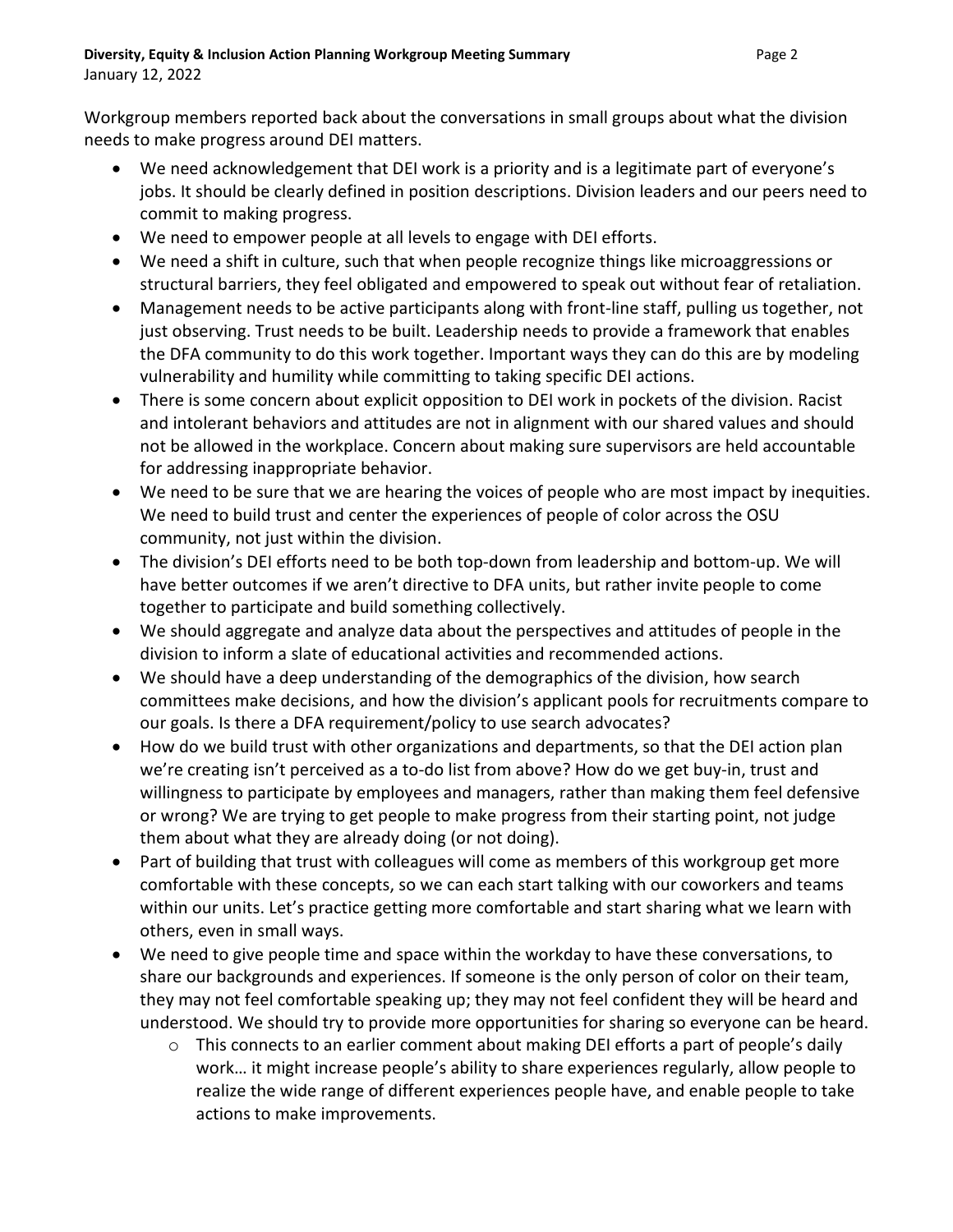Workgroup members reported back about the conversations in small groups about what the division needs to make progress around DEI matters.

- We need acknowledgement that DEI work is a priority and is a legitimate part of everyone's jobs. It should be clearly defined in position descriptions. Division leaders and our peers need to commit to making progress.
- We need to empower people at all levels to engage with DEI efforts.
- We need a shift in culture, such that when people recognize things like microaggressions or structural barriers, they feel obligated and empowered to speak out without fear of retaliation.
- Management needs to be active participants along with front-line staff, pulling us together, not just observing. Trust needs to be built. Leadership needs to provide a framework that enables the DFA community to do this work together. Important ways they can do this are by modeling vulnerability and humility while committing to taking specific DEI actions.
- There is some concern about explicit opposition to DEI work in pockets of the division. Racist and intolerant behaviors and attitudes are not in alignment with our shared values and should not be allowed in the workplace. Concern about making sure supervisors are held accountable for addressing inappropriate behavior.
- We need to be sure that we are hearing the voices of people who are most impact by inequities. We need to build trust and center the experiences of people of color across the OSU community, not just within the division.
- The division's DEI efforts need to be both top-down from leadership and bottom-up. We will have better outcomes if we aren't directive to DFA units, but rather invite people to come together to participate and build something collectively.
- We should aggregate and analyze data about the perspectives and attitudes of people in the division to inform a slate of educational activities and recommended actions.
- We should have a deep understanding of the demographics of the division, how search committees make decisions, and how the division's applicant pools for recruitments compare to our goals. Is there a DFA requirement/policy to use search advocates?
- How do we build trust with other organizations and departments, so that the DEI action plan we're creating isn't perceived as a to-do list from above? How do we get buy-in, trust and willingness to participate by employees and managers, rather than making them feel defensive or wrong? We are trying to get people to make progress from their starting point, not judge them about what they are already doing (or not doing).
- Part of building that trust with colleagues will come as members of this workgroup get more comfortable with these concepts, so we can each start talking with our coworkers and teams within our units. Let's practice getting more comfortable and start sharing what we learn with others, even in small ways.
- We need to give people time and space within the workday to have these conversations, to share our backgrounds and experiences. If someone is the only person of color on their team, they may not feel comfortable speaking up; they may not feel confident they will be heard and understood. We should try to provide more opportunities for sharing so everyone can be heard.
    - This connects to an earlier comment about making DEI efforts a part of people's daily work… it might increase people's ability to share experiences regularly, allow people to realize the wide range of different experiences people have, and enable people to take actions to make improvements.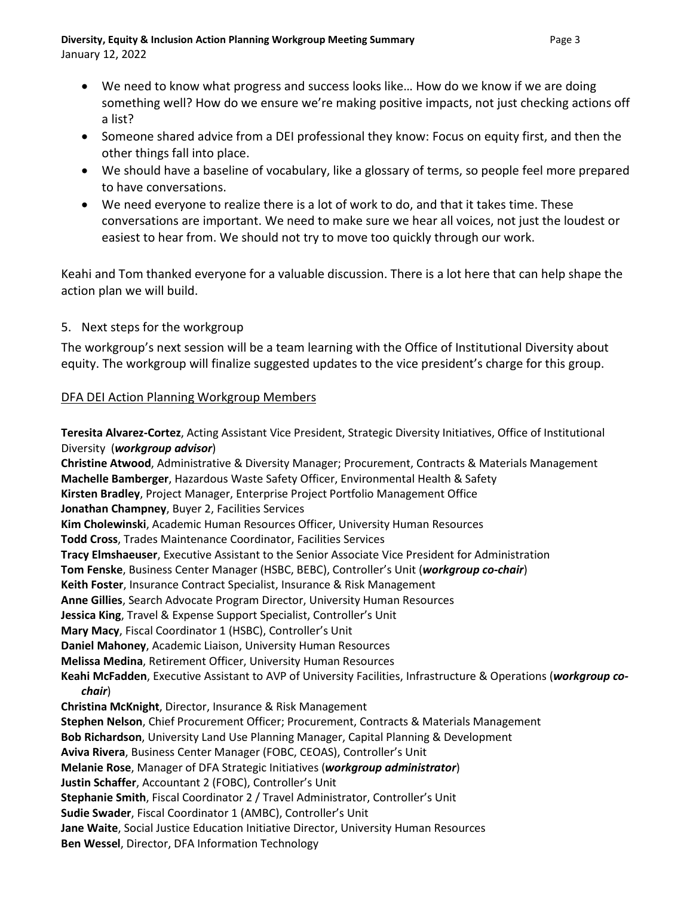- We need to know what progress and success looks like… How do we know if we are doing something well? How do we ensure we're making positive impacts, not just checking actions off a list?
- Someone shared advice from a DEI professional they know: Focus on equity first, and then the other things fall into place.
- We should have a baseline of vocabulary, like a glossary of terms, so people feel more prepared to have conversations.
- We need everyone to realize there is a lot of work to do, and that it takes time. These conversations are important. We need to make sure we hear all voices, not just the loudest or easiest to hear from. We should not try to move too quickly through our work.

Keahi and Tom thanked everyone for a valuable discussion. There is a lot here that can help shape the action plan we will build.

5. Next steps for the workgroup

The workgroup's next session will be a team learning with the Office of Institutional Diversity about equity. The workgroup will finalize suggested updates to the vice president's charge for this group.

<u>DFA DEI Action Planning Workgroup Members</u>

**Teresita Alvarez-Cortez**, Acting Assistant Vice President, Strategic Diversity Initiatives, Office of Institutional Diversity (***workgroup advisor***)
**Christine Atwood**, Administrative & Diversity Manager; Procurement, Contracts & Materials Management
**Machelle Bamberger**, Hazardous Waste Safety Officer, Environmental Health & Safety
**Kirsten Bradley**, Project Manager, Enterprise Project Portfolio Management Office
**Jonathan Champney**, Buyer 2, Facilities Services
**Kim Cholewinski**, Academic Human Resources Officer, University Human Resources
**Todd Cross**, Trades Maintenance Coordinator, Facilities Services
**Tracy Elmshaeuser**, Executive Assistant to the Senior Associate Vice President for Administration
**Tom Fenske**, Business Center Manager (HSBC, BEBC), Controller's Unit (***workgroup co-chair***)
**Keith Foster**, Insurance Contract Specialist, Insurance & Risk Management
**Anne Gillies**, Search Advocate Program Director, University Human Resources
**Jessica King**, Travel & Expense Support Specialist, Controller's Unit
**Mary Macy**, Fiscal Coordinator 1 (HSBC), Controller's Unit
**Daniel Mahoney**, Academic Liaison, University Human Resources
**Melissa Medina**, Retirement Officer, University Human Resources
**Keahi McFadden**, Executive Assistant to AVP of University Facilities, Infrastructure & Operations (***workgroup co-chair***)
**Christina McKnight**, Director, Insurance & Risk Management
**Stephen Nelson**, Chief Procurement Officer; Procurement, Contracts & Materials Management
**Bob Richardson**, University Land Use Planning Manager, Capital Planning & Development
**Aviva Rivera**, Business Center Manager (FOBC, CEOAS), Controller's Unit
**Melanie Rose**, Manager of DFA Strategic Initiatives (***workgroup administrator***)
**Justin Schaffer**, Accountant 2 (FOBC), Controller's Unit
**Stephanie Smith**, Fiscal Coordinator 2 / Travel Administrator, Controller's Unit
**Sudie Swader**, Fiscal Coordinator 1 (AMBC), Controller's Unit
**Jane Waite**, Social Justice Education Initiative Director, University Human Resources
**Ben Wessel**, Director, DFA Information Technology